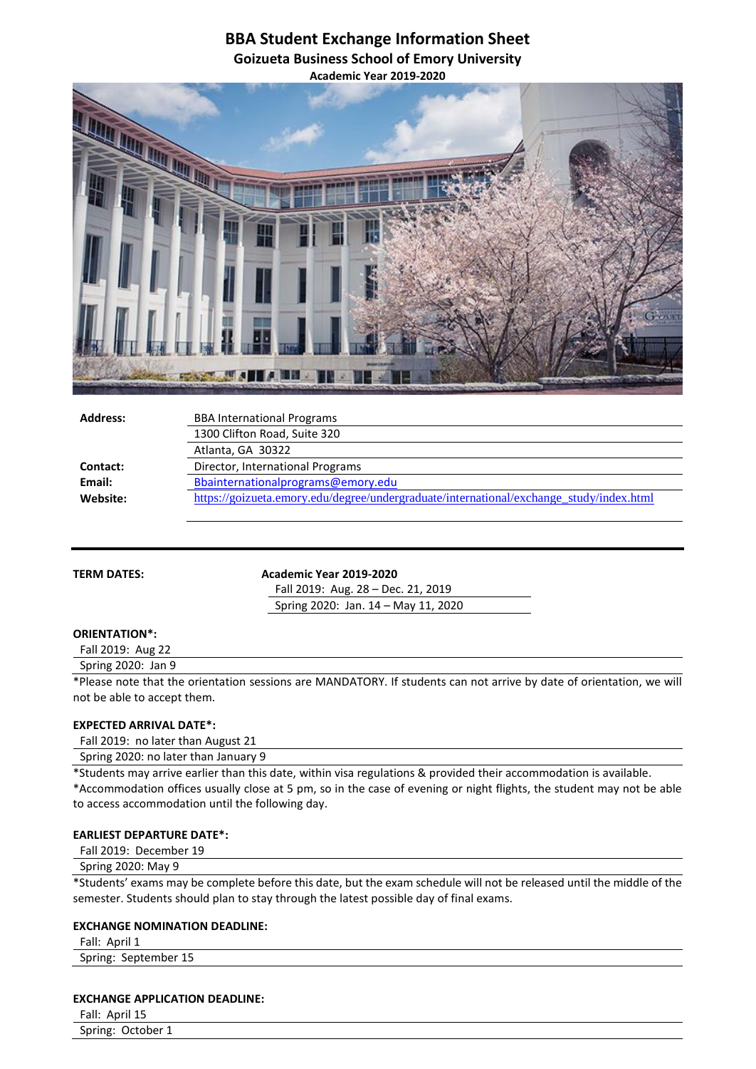# BBA Student Exchange Information Sheet

## Goizueta Business School of Emory University

### Academic Year 2019-2020

| | |
|---|---|
| **Address:** | BBA International Programs |
| | 1300 Clifton Road, Suite 320 |
| | Atlanta, GA 30322 |
| **Contact:** | Director, International Programs |
| **Email:** | Bbainternationalprograms@emory.edu |
| **Website:** | https://goizueta.emory.edu/degree/undergraduate/international/exchange_study/index.html |

---

**TERM DATES:**

**Academic Year 2019-2020**

Fall 2019: Aug. 28 – Dec. 21, 2019

Spring 2020: Jan. 14 – May 11, 2020

**ORIENTATION\*:**

Fall 2019: Aug 22

Spring 2020: Jan 9

\*Please note that the orientation sessions are MANDATORY. If students can not arrive by date of orientation, we will not be able to accept them.

**EXPECTED ARRIVAL DATE\*:**

Fall 2019: no later than August 21

Spring 2020: no later than January 9

\*Students may arrive earlier than this date, within visa regulations & provided their accommodation is available.

\*Accommodation offices usually close at 5 pm, so in the case of evening or night flights, the student may not be able to access accommodation until the following day.

**EARLIEST DEPARTURE DATE\*:**

Fall 2019: December 19

Spring 2020: May 9

\*Students' exams may be complete before this date, but the exam schedule will not be released until the middle of the semester. Students should plan to stay through the latest possible day of final exams.

**EXCHANGE NOMINATION DEADLINE:**

Fall: April 1

Spring: September 15

**EXCHANGE APPLICATION DEADLINE:**

Fall: April 15

Spring: October 1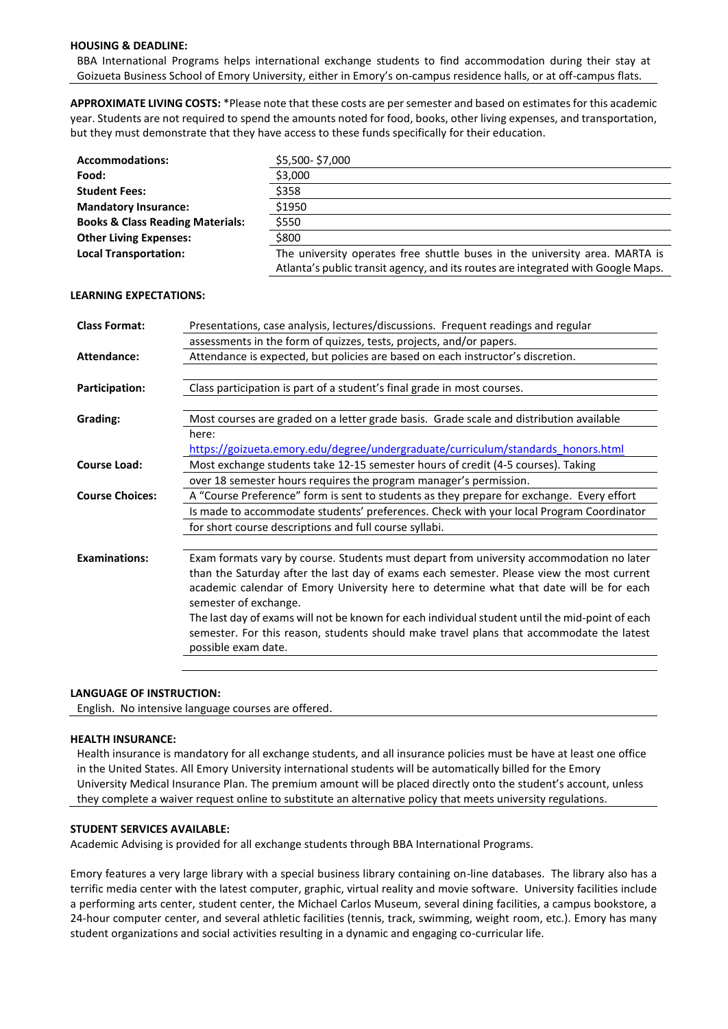**HOUSING & DEADLINE:**

BBA International Programs helps international exchange students to find accommodation during their stay at Goizueta Business School of Emory University, either in Emory's on-campus residence halls, or at off-campus flats.

**APPROXIMATE LIVING COSTS:** *Please note that these costs are per semester and based on estimates for this academic year. Students are not required to spend the amounts noted for food, books, other living expenses, and transportation, but they must demonstrate that they have access to these funds specifically for their education.

| | |
|---|---|
| **Accommodations:** | \$5,500- \$7,000 |
| **Food:** | \$3,000 |
| **Student Fees:** | \$358 |
| **Mandatory Insurance:** | \$1950 |
| **Books & Class Reading Materials:** | \$550 |
| **Other Living Expenses:** | \$800 |
| **Local Transportation:** | The university operates free shuttle buses in the university area. MARTA is Atlanta's public transit agency, and its routes are integrated with Google Maps. |

**LEARNING EXPECTATIONS:**

| | |
|---|---|
| **Class Format:** | Presentations, case analysis, lectures/discussions. Frequent readings and regular assessments in the form of quizzes, tests, projects, and/or papers. |
| **Attendance:** | Attendance is expected, but policies are based on each instructor's discretion. |
| **Participation:** | Class participation is part of a student's final grade in most courses. |
| **Grading:** | Most courses are graded on a letter grade basis. Grade scale and distribution available here: https://goizueta.emory.edu/degree/undergraduate/curriculum/standards_honors.html |
| **Course Load:** | Most exchange students take 12-15 semester hours of credit (4-5 courses). Taking over 18 semester hours requires the program manager's permission. |
| **Course Choices:** | A "Course Preference" form is sent to students as they prepare for exchange. Every effort Is made to accommodate students' preferences. Check with your local Program Coordinator for short course descriptions and full course syllabi. |
| **Examinations:** | Exam formats vary by course. Students must depart from university accommodation no later than the Saturday after the last day of exams each semester. Please view the most current academic calendar of Emory University here to determine what that date will be for each semester of exchange. The last day of exams will not be known for each individual student until the mid-point of each semester. For this reason, students should make travel plans that accommodate the latest possible exam date. |

**LANGUAGE OF INSTRUCTION:**

English. No intensive language courses are offered.

**HEALTH INSURANCE:**

Health insurance is mandatory for all exchange students, and all insurance policies must be have at least one office in the United States. All Emory University international students will be automatically billed for the Emory University Medical Insurance Plan. The premium amount will be placed directly onto the student's account, unless they complete a waiver request online to substitute an alternative policy that meets university regulations.

**STUDENT SERVICES AVAILABLE:**

Academic Advising is provided for all exchange students through BBA International Programs.

Emory features a very large library with a special business library containing on-line databases. The library also has a terrific media center with the latest computer, graphic, virtual reality and movie software. University facilities include a performing arts center, student center, the Michael Carlos Museum, several dining facilities, a campus bookstore, a 24-hour computer center, and several athletic facilities (tennis, track, swimming, weight room, etc.). Emory has many student organizations and social activities resulting in a dynamic and engaging co-curricular life.